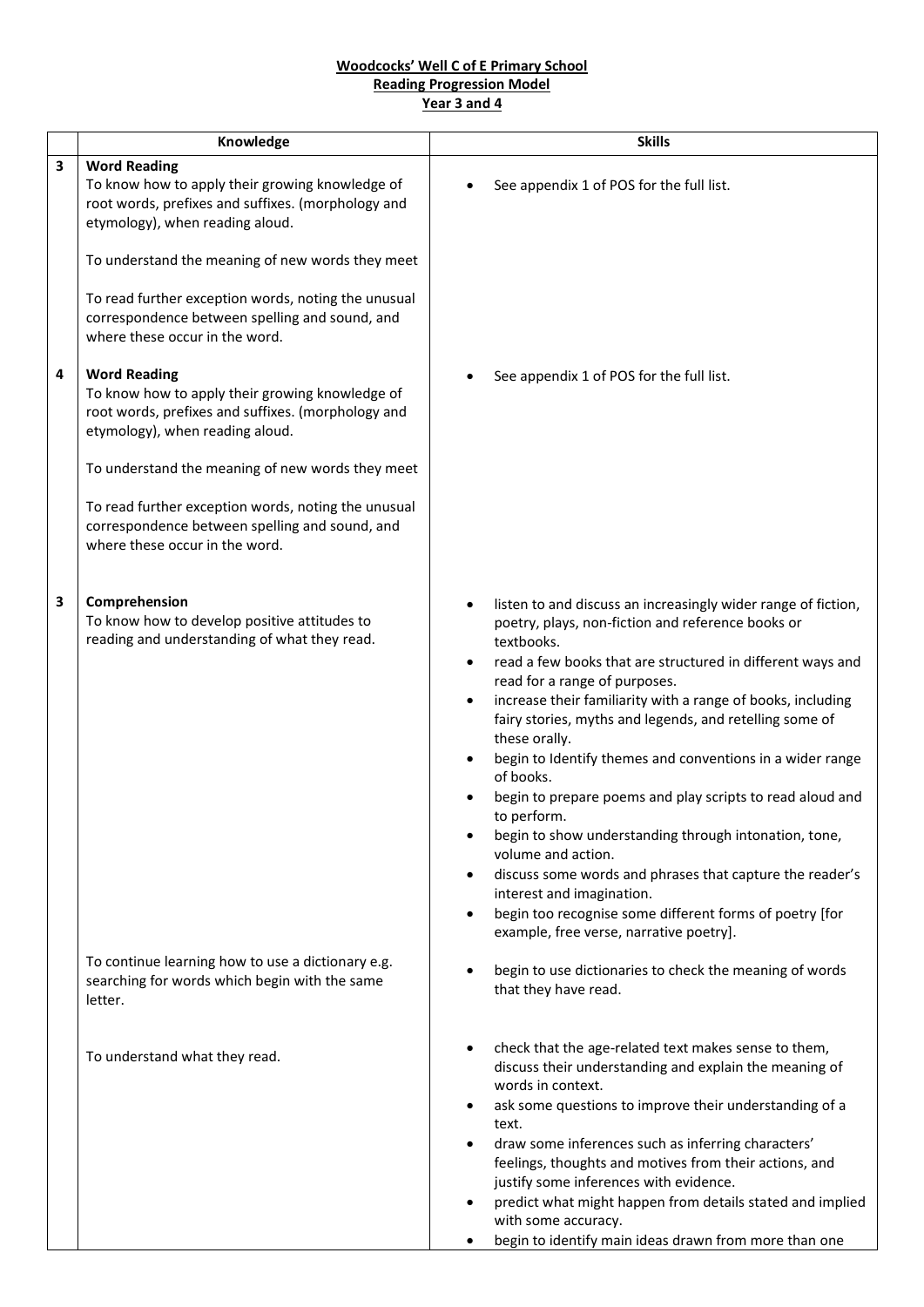**Woodcocks' Well C of E Primary School**
**Reading Progression Model**
**Year 3 and 4**

| | Knowledge | Skills |
|---|---|---|
| 3 | **Word Reading**<br>To know how to apply their growing knowledge of root words, prefixes and suffixes. (morphology and etymology), when reading aloud.<br><br>To understand the meaning of new words they meet<br><br>To read further exception words, noting the unusual correspondence between spelling and sound, and where these occur in the word. | • See appendix 1 of POS for the full list. |
| 4 | **Word Reading**<br>To know how to apply their growing knowledge of root words, prefixes and suffixes. (morphology and etymology), when reading aloud.<br><br>To understand the meaning of new words they meet<br><br>To read further exception words, noting the unusual correspondence between spelling and sound, and where these occur in the word. | • See appendix 1 of POS for the full list. |
| 3 | **Comprehension**<br>To know how to develop positive attitudes to reading and understanding of what they read. | • listen to and discuss an increasingly wider range of fiction, poetry, plays, non-fiction and reference books or textbooks.<br>• read a few books that are structured in different ways and read for a range of purposes.<br>• increase their familiarity with a range of books, including fairy stories, myths and legends, and retelling some of these orally.<br>• begin to Identify themes and conventions in a wider range of books.<br>• begin to prepare poems and play scripts to read aloud and to perform.<br>• begin to show understanding through intonation, tone, volume and action.<br>• discuss some words and phrases that capture the reader's interest and imagination.<br>• begin too recognise some different forms of poetry [for example, free verse, narrative poetry]. |
| | To continue learning how to use a dictionary e.g. searching for words which begin with the same letter. | • begin to use dictionaries to check the meaning of words that they have read. |
| | To understand what they read. | • check that the age-related text makes sense to them, discuss their understanding and explain the meaning of words in context.<br>• ask some questions to improve their understanding of a text.<br>• draw some inferences such as inferring characters' feelings, thoughts and motives from their actions, and justify some inferences with evidence.<br>• predict what might happen from details stated and implied with some accuracy.<br>• begin to identify main ideas drawn from more than one |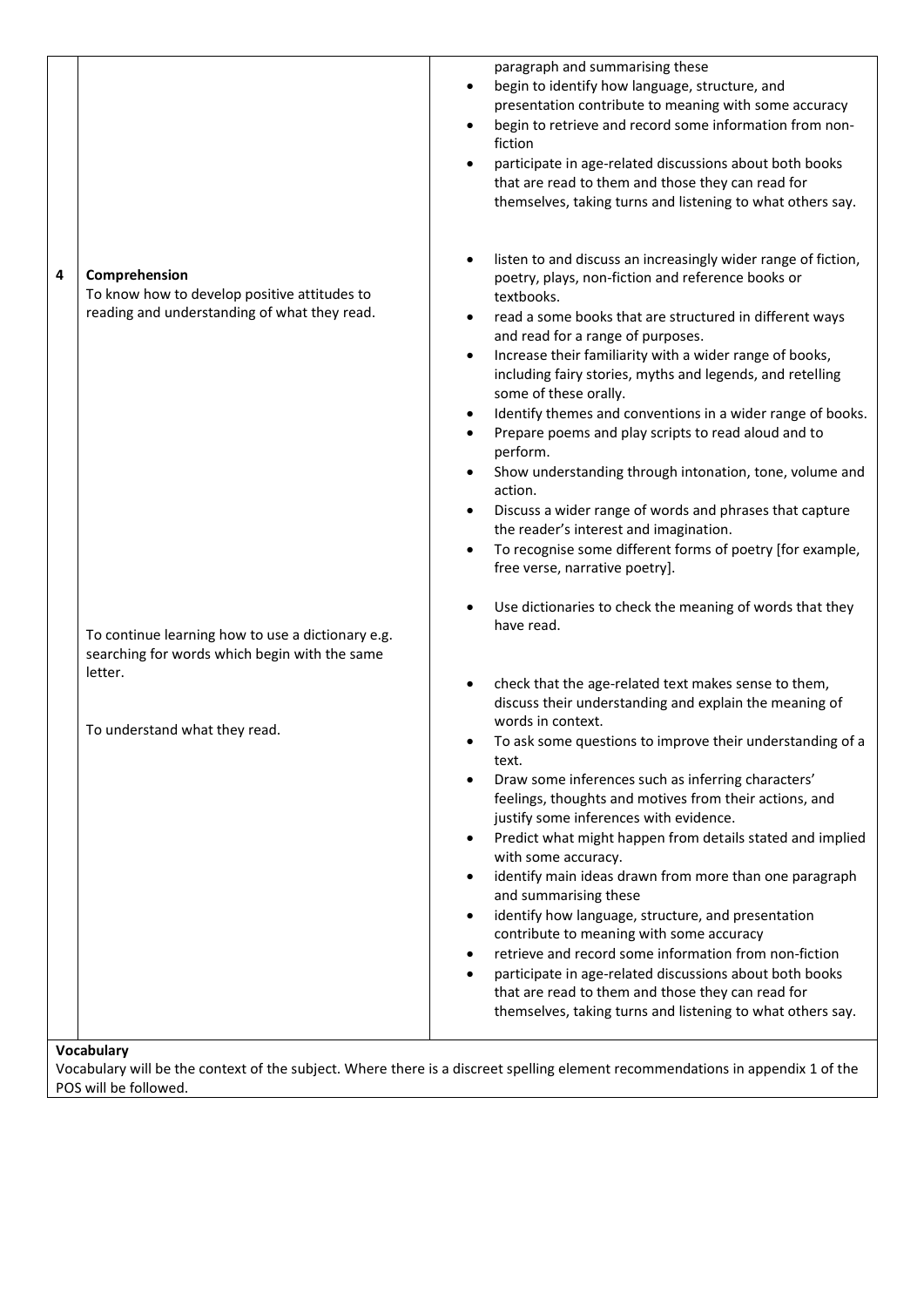| | | |
|---|---|---|
| | | paragraph and summarising these<br>• begin to identify how language, structure, and presentation contribute to meaning with some accuracy<br>• begin to retrieve and record some information from non-fiction<br>• participate in age-related discussions about both books that are read to them and those they can read for themselves, taking turns and listening to what others say. |
| 4 | **Comprehension**<br>To know how to develop positive attitudes to reading and understanding of what they read. | • listen to and discuss an increasingly wider range of fiction, poetry, plays, non-fiction and reference books or textbooks.<br>• read a some books that are structured in different ways and read for a range of purposes.<br>• Increase their familiarity with a wider range of books, including fairy stories, myths and legends, and retelling some of these orally.<br>• Identify themes and conventions in a wider range of books.<br>• Prepare poems and play scripts to read aloud and to perform.<br>• Show understanding through intonation, tone, volume and action.<br>• Discuss a wider range of words and phrases that capture the reader's interest and imagination.<br>• To recognise some different forms of poetry [for example, free verse, narrative poetry]. |
| | To continue learning how to use a dictionary e.g. searching for words which begin with the same letter. | • Use dictionaries to check the meaning of words that they have read. |
| | To understand what they read. | • check that the age-related text makes sense to them, discuss their understanding and explain the meaning of words in context.<br>• To ask some questions to improve their understanding of a text.<br>• Draw some inferences such as inferring characters' feelings, thoughts and motives from their actions, and justify some inferences with evidence.<br>• Predict what might happen from details stated and implied with some accuracy.<br>• identify main ideas drawn from more than one paragraph and summarising these<br>• identify how language, structure, and presentation contribute to meaning with some accuracy<br>• retrieve and record some information from non-fiction<br>• participate in age-related discussions about both books that are read to them and those they can read for themselves, taking turns and listening to what others say. |

**Vocabulary**
Vocabulary will be the context of the subject. Where there is a discreet spelling element recommendations in appendix 1 of the POS will be followed.